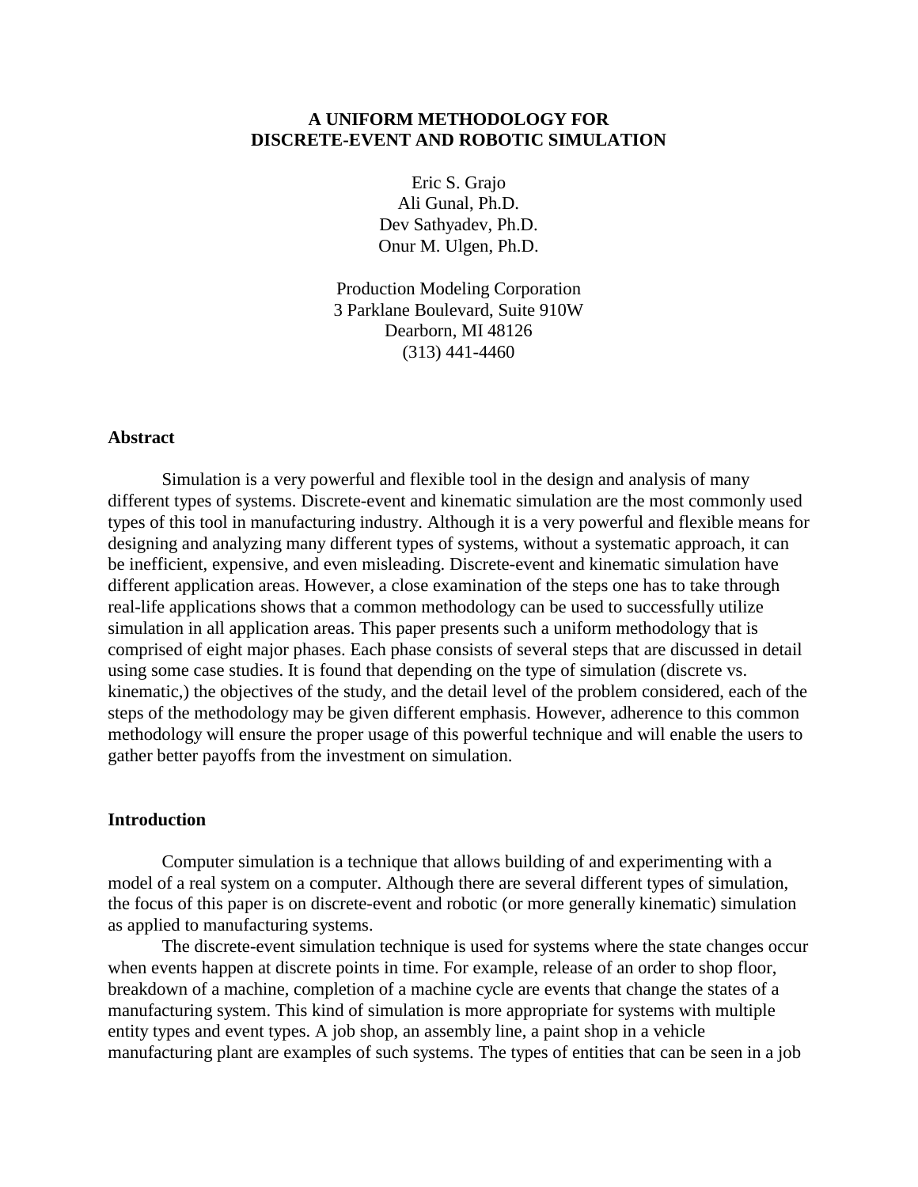# A UNIFORM METHODOLOGY FOR DISCRETE-EVENT AND ROBOTIC SIMULATION

Eric S. Grajo
Ali Gunal, Ph.D.
Dev Sathyadev, Ph.D.
Onur M. Ulgen, Ph.D.

Production Modeling Corporation
3 Parklane Boulevard, Suite 910W
Dearborn, MI 48126
(313) 441-4460

## Abstract

Simulation is a very powerful and flexible tool in the design and analysis of many different types of systems. Discrete-event and kinematic simulation are the most commonly used types of this tool in manufacturing industry. Although it is a very powerful and flexible means for designing and analyzing many different types of systems, without a systematic approach, it can be inefficient, expensive, and even misleading. Discrete-event and kinematic simulation have different application areas. However, a close examination of the steps one has to take through real-life applications shows that a common methodology can be used to successfully utilize simulation in all application areas. This paper presents such a uniform methodology that is comprised of eight major phases. Each phase consists of several steps that are discussed in detail using some case studies. It is found that depending on the type of simulation (discrete vs. kinematic,) the objectives of the study, and the detail level of the problem considered, each of the steps of the methodology may be given different emphasis. However, adherence to this common methodology will ensure the proper usage of this powerful technique and will enable the users to gather better payoffs from the investment on simulation.

## Introduction

Computer simulation is a technique that allows building of and experimenting with a model of a real system on a computer. Although there are several different types of simulation, the focus of this paper is on discrete-event and robotic (or more generally kinematic) simulation as applied to manufacturing systems.

The discrete-event simulation technique is used for systems where the state changes occur when events happen at discrete points in time. For example, release of an order to shop floor, breakdown of a machine, completion of a machine cycle are events that change the states of a manufacturing system. This kind of simulation is more appropriate for systems with multiple entity types and event types. A job shop, an assembly line, a paint shop in a vehicle manufacturing plant are examples of such systems. The types of entities that can be seen in a job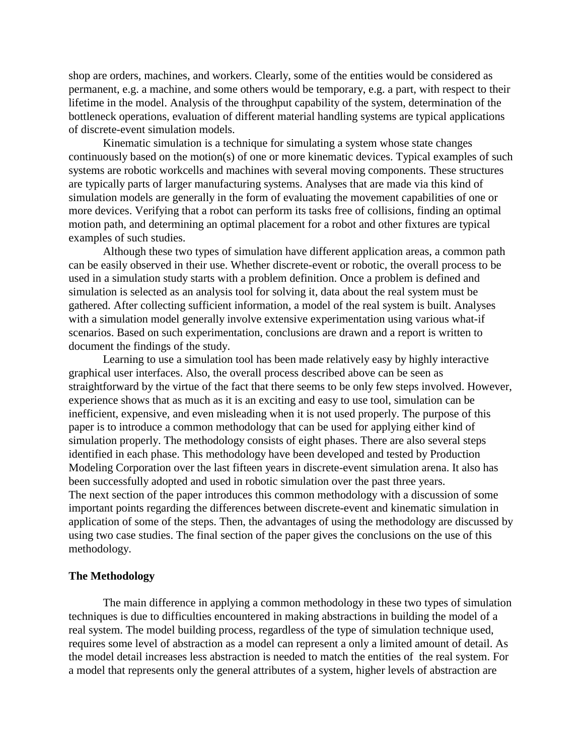shop are orders, machines, and workers. Clearly, some of the entities would be considered as permanent, e.g. a machine, and some others would be temporary, e.g. a part, with respect to their lifetime in the model. Analysis of the throughput capability of the system, determination of the bottleneck operations, evaluation of different material handling systems are typical applications of discrete-event simulation models.

Kinematic simulation is a technique for simulating a system whose state changes continuously based on the motion(s) of one or more kinematic devices. Typical examples of such systems are robotic workcells and machines with several moving components. These structures are typically parts of larger manufacturing systems. Analyses that are made via this kind of simulation models are generally in the form of evaluating the movement capabilities of one or more devices. Verifying that a robot can perform its tasks free of collisions, finding an optimal motion path, and determining an optimal placement for a robot and other fixtures are typical examples of such studies.

Although these two types of simulation have different application areas, a common path can be easily observed in their use. Whether discrete-event or robotic, the overall process to be used in a simulation study starts with a problem definition. Once a problem is defined and simulation is selected as an analysis tool for solving it, data about the real system must be gathered. After collecting sufficient information, a model of the real system is built. Analyses with a simulation model generally involve extensive experimentation using various what-if scenarios. Based on such experimentation, conclusions are drawn and a report is written to document the findings of the study.

Learning to use a simulation tool has been made relatively easy by highly interactive graphical user interfaces. Also, the overall process described above can be seen as straightforward by the virtue of the fact that there seems to be only few steps involved. However, experience shows that as much as it is an exciting and easy to use tool, simulation can be inefficient, expensive, and even misleading when it is not used properly. The purpose of this paper is to introduce a common methodology that can be used for applying either kind of simulation properly. The methodology consists of eight phases. There are also several steps identified in each phase. This methodology have been developed and tested by Production Modeling Corporation over the last fifteen years in discrete-event simulation arena. It also has been successfully adopted and used in robotic simulation over the past three years.

The next section of the paper introduces this common methodology with a discussion of some important points regarding the differences between discrete-event and kinematic simulation in application of some of the steps. Then, the advantages of using the methodology are discussed by using two case studies. The final section of the paper gives the conclusions on the use of this methodology.

**The Methodology**

The main difference in applying a common methodology in these two types of simulation techniques is due to difficulties encountered in making abstractions in building the model of a real system. The model building process, regardless of the type of simulation technique used, requires some level of abstraction as a model can represent a only a limited amount of detail. As the model detail increases less abstraction is needed to match the entities of the real system. For a model that represents only the general attributes of a system, higher levels of abstraction are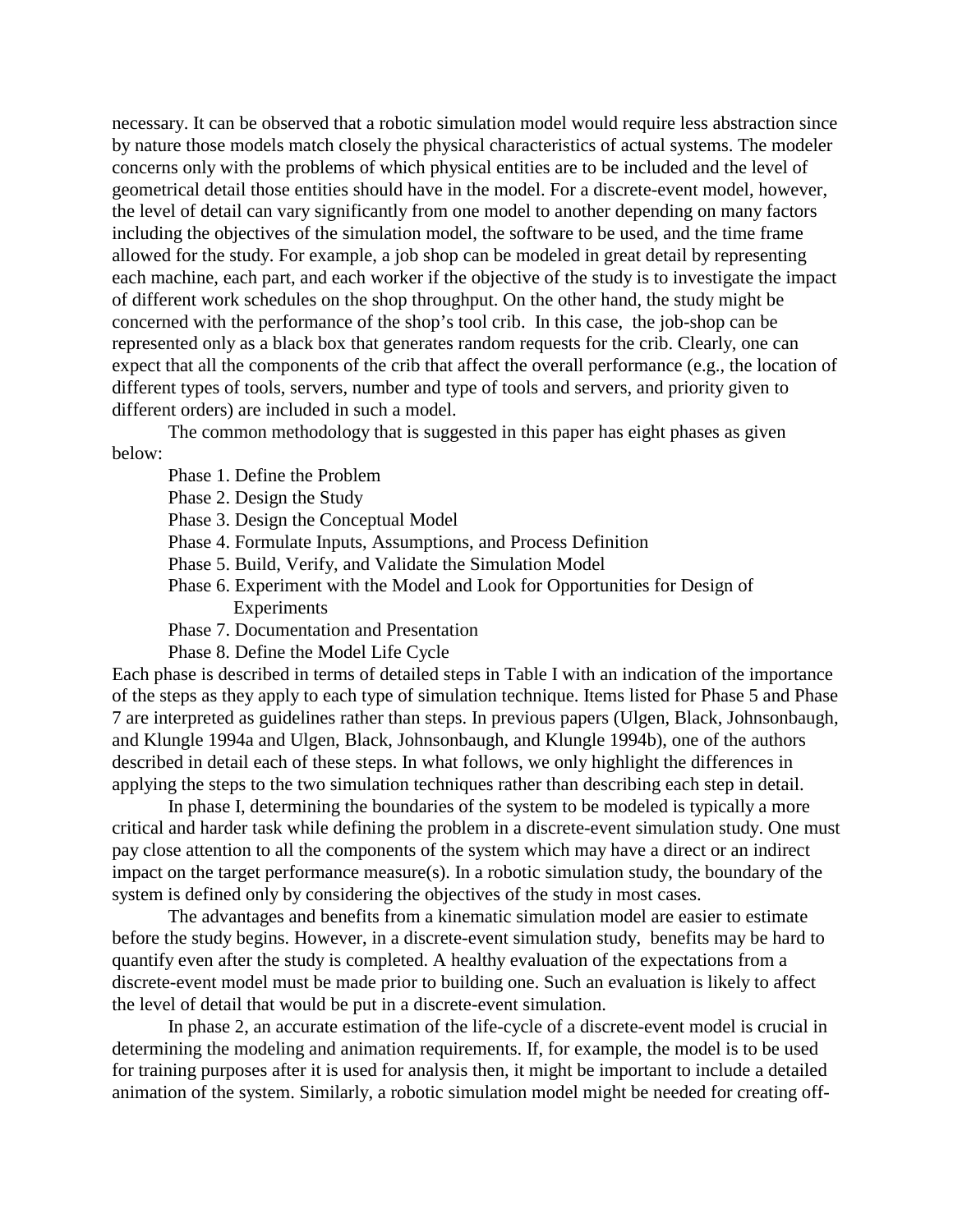necessary. It can be observed that a robotic simulation model would require less abstraction since by nature those models match closely the physical characteristics of actual systems. The modeler concerns only with the problems of which physical entities are to be included and the level of geometrical detail those entities should have in the model. For a discrete-event model, however, the level of detail can vary significantly from one model to another depending on many factors including the objectives of the simulation model, the software to be used, and the time frame allowed for the study. For example, a job shop can be modeled in great detail by representing each machine, each part, and each worker if the objective of the study is to investigate the impact of different work schedules on the shop throughput. On the other hand, the study might be concerned with the performance of the shop's tool crib. In this case, the job-shop can be represented only as a black box that generates random requests for the crib. Clearly, one can expect that all the components of the crib that affect the overall performance (e.g., the location of different types of tools, servers, number and type of tools and servers, and priority given to different orders) are included in such a model.

The common methodology that is suggested in this paper has eight phases as given below:

Phase 1. Define the Problem
Phase 2. Design the Study
Phase 3. Design the Conceptual Model
Phase 4. Formulate Inputs, Assumptions, and Process Definition
Phase 5. Build, Verify, and Validate the Simulation Model
Phase 6. Experiment with the Model and Look for Opportunities for Design of Experiments
Phase 7. Documentation and Presentation
Phase 8. Define the Model Life Cycle

Each phase is described in terms of detailed steps in Table I with an indication of the importance of the steps as they apply to each type of simulation technique. Items listed for Phase 5 and Phase 7 are interpreted as guidelines rather than steps. In previous papers (Ulgen, Black, Johnsonbaugh, and Klungle 1994a and Ulgen, Black, Johnsonbaugh, and Klungle 1994b), one of the authors described in detail each of these steps. In what follows, we only highlight the differences in applying the steps to the two simulation techniques rather than describing each step in detail.

In phase I, determining the boundaries of the system to be modeled is typically a more critical and harder task while defining the problem in a discrete-event simulation study. One must pay close attention to all the components of the system which may have a direct or an indirect impact on the target performance measure(s). In a robotic simulation study, the boundary of the system is defined only by considering the objectives of the study in most cases.

The advantages and benefits from a kinematic simulation model are easier to estimate before the study begins. However, in a discrete-event simulation study, benefits may be hard to quantify even after the study is completed. A healthy evaluation of the expectations from a discrete-event model must be made prior to building one. Such an evaluation is likely to affect the level of detail that would be put in a discrete-event simulation.

In phase 2, an accurate estimation of the life-cycle of a discrete-event model is crucial in determining the modeling and animation requirements. If, for example, the model is to be used for training purposes after it is used for analysis then, it might be important to include a detailed animation of the system. Similarly, a robotic simulation model might be needed for creating off-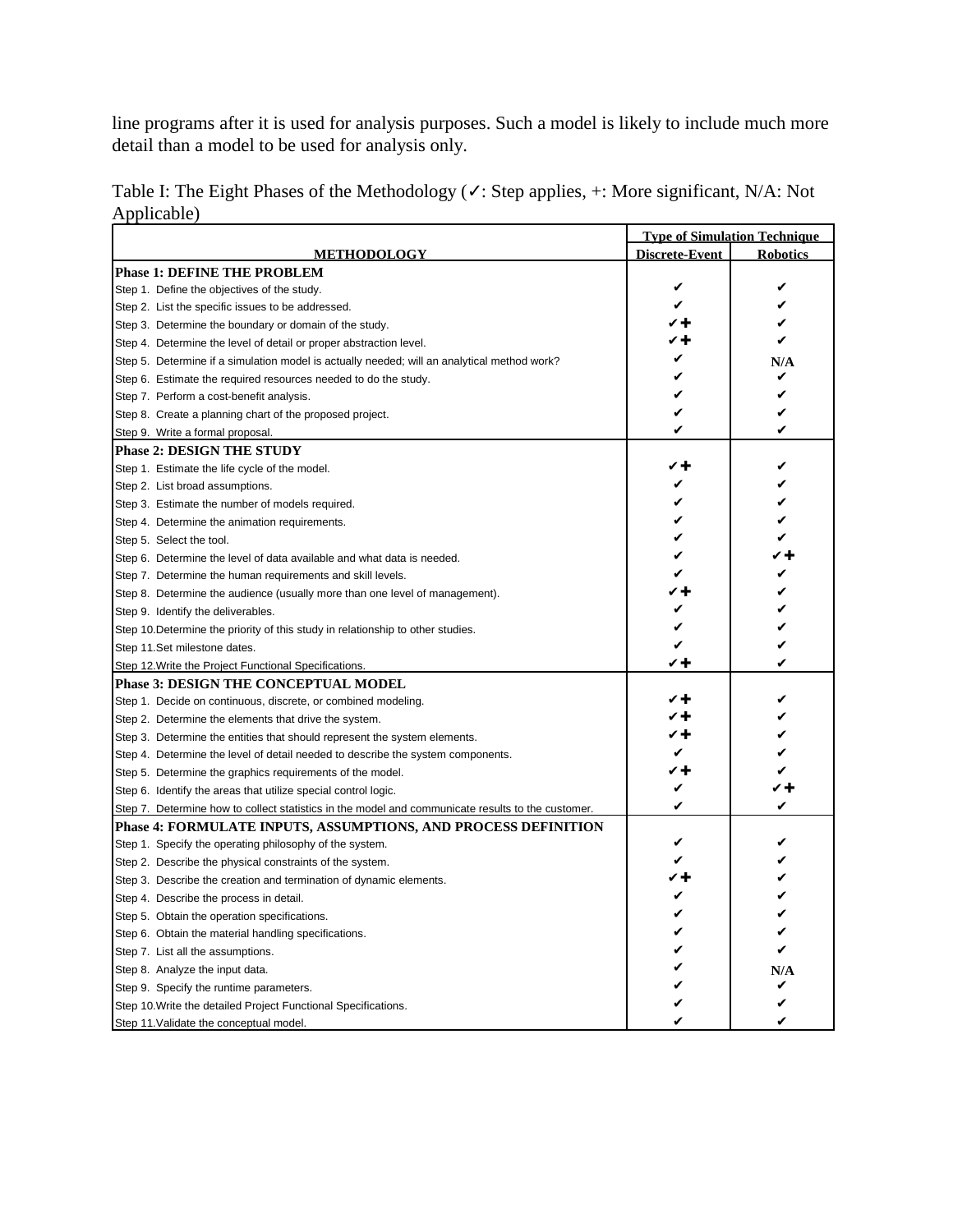line programs after it is used for analysis purposes. Such a model is likely to include much more detail than a model to be used for analysis only.

Table I: The Eight Phases of the Methodology (✓: Step applies, +: More significant, N/A: Not Applicable)

| | Type of Simulation Technique | |
|---|---|---|
| **METHODOLOGY** | **Discrete-Event** | **Robotics** |
| **Phase 1: DEFINE THE PROBLEM** | | |
| Step 1. Define the objectives of the study. | ✓ | ✓ |
| Step 2. List the specific issues to be addressed. | ✓ | ✓ |
| Step 3. Determine the boundary or domain of the study. | ✓+ | ✓ |
| Step 4. Determine the level of detail or proper abstraction level. | ✓+ | ✓ |
| Step 5. Determine if a simulation model is actually needed; will an analytical method work? | ✓ | N/A |
| Step 6. Estimate the required resources needed to do the study. | ✓ | ✓ |
| Step 7. Perform a cost-benefit analysis. | ✓ | ✓ |
| Step 8. Create a planning chart of the proposed project. | ✓ | ✓ |
| Step 9. Write a formal proposal. | ✓ | ✓ |
| **Phase 2: DESIGN THE STUDY** | | |
| Step 1. Estimate the life cycle of the model. | ✓+ | ✓ |
| Step 2. List broad assumptions. | ✓ | ✓ |
| Step 3. Estimate the number of models required. | ✓ | ✓ |
| Step 4. Determine the animation requirements. | ✓ | ✓ |
| Step 5. Select the tool. | ✓ | ✓ |
| Step 6. Determine the level of data available and what data is needed. | ✓ | ✓+ |
| Step 7. Determine the human requirements and skill levels. | ✓ | ✓ |
| Step 8. Determine the audience (usually more than one level of management). | ✓+ | ✓ |
| Step 9. Identify the deliverables. | ✓ | ✓ |
| Step 10. Determine the priority of this study in relationship to other studies. | ✓ | ✓ |
| Step 11. Set milestone dates. | ✓ | ✓ |
| Step 12. Write the Project Functional Specifications. | ✓+ | ✓ |
| **Phase 3: DESIGN THE CONCEPTUAL MODEL** | | |
| Step 1. Decide on continuous, discrete, or combined modeling. | ✓+ | ✓ |
| Step 2. Determine the elements that drive the system. | ✓+ | ✓ |
| Step 3. Determine the entities that should represent the system elements. | ✓+ | ✓ |
| Step 4. Determine the level of detail needed to describe the system components. | ✓ | ✓ |
| Step 5. Determine the graphics requirements of the model. | ✓+ | ✓ |
| Step 6. Identify the areas that utilize special control logic. | ✓ | ✓+ |
| Step 7. Determine how to collect statistics in the model and communicate results to the customer. | ✓ | ✓ |
| **Phase 4: FORMULATE INPUTS, ASSUMPTIONS, AND PROCESS DEFINITION** | | |
| Step 1. Specify the operating philosophy of the system. | ✓ | ✓ |
| Step 2. Describe the physical constraints of the system. | ✓ | ✓ |
| Step 3. Describe the creation and termination of dynamic elements. | ✓+ | ✓ |
| Step 4. Describe the process in detail. | ✓ | ✓ |
| Step 5. Obtain the operation specifications. | ✓ | ✓ |
| Step 6. Obtain the material handling specifications. | ✓ | ✓ |
| Step 7. List all the assumptions. | ✓ | ✓ |
| Step 8. Analyze the input data. | ✓ | N/A |
| Step 9. Specify the runtime parameters. | ✓ | ✓ |
| Step 10. Write the detailed Project Functional Specifications. | ✓ | ✓ |
| Step 11. Validate the conceptual model. | ✓ | ✓ |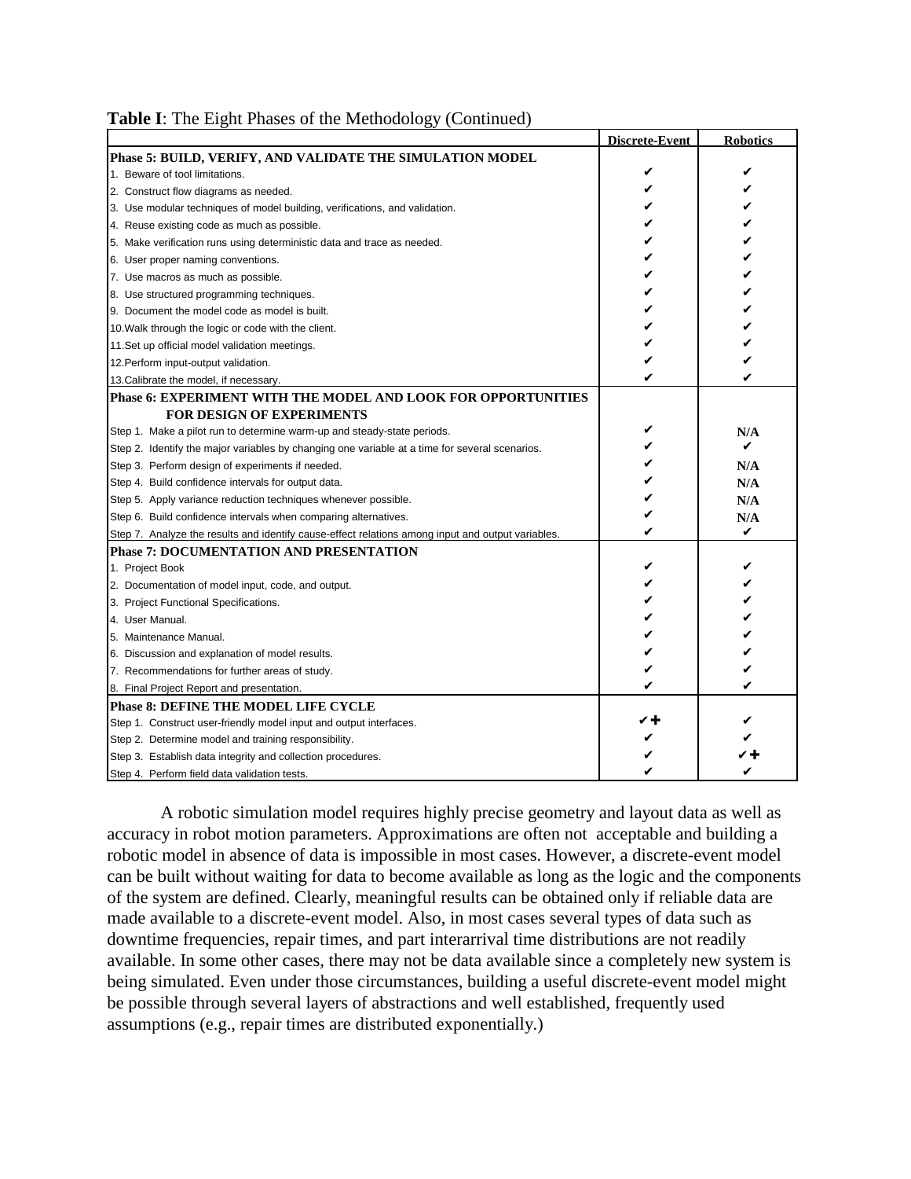**Table I**: The Eight Phases of the Methodology (Continued)

| | Discrete-Event | Robotics |
|---|---|---|
| **Phase 5: BUILD, VERIFY, AND VALIDATE THE SIMULATION MODEL** | | |
| 1. Beware of tool limitations. | ✔ | ✔ |
| 2. Construct flow diagrams as needed. | ✔ | ✔ |
| 3. Use modular techniques of model building, verifications, and validation. | ✔ | ✔ |
| 4. Reuse existing code as much as possible. | ✔ | ✔ |
| 5. Make verification runs using deterministic data and trace as needed. | ✔ | ✔ |
| 6. User proper naming conventions. | ✔ | ✔ |
| 7. Use macros as much as possible. | ✔ | ✔ |
| 8. Use structured programming techniques. | ✔ | ✔ |
| 9. Document the model code as model is built. | ✔ | ✔ |
| 10.Walk through the logic or code with the client. | ✔ | ✔ |
| 11.Set up official model validation meetings. | ✔ | ✔ |
| 12.Perform input-output validation. | ✔ | ✔ |
| 13.Calibrate the model, if necessary. | ✔ | ✔ |
| **Phase 6: EXPERIMENT WITH THE MODEL AND LOOK FOR OPPORTUNITIES FOR DESIGN OF EXPERIMENTS** | | |
| Step 1. Make a pilot run to determine warm-up and steady-state periods. | ✔ | N/A |
| Step 2. Identify the major variables by changing one variable at a time for several scenarios. | ✔ | ✔ |
| Step 3. Perform design of experiments if needed. | ✔ | N/A |
| Step 4. Build confidence intervals for output data. | ✔ | N/A |
| Step 5. Apply variance reduction techniques whenever possible. | ✔ | N/A |
| Step 6. Build confidence intervals when comparing alternatives. | ✔ | N/A |
| Step 7. Analyze the results and identify cause-effect relations among input and output variables. | ✔ | ✔ |
| **Phase 7: DOCUMENTATION AND PRESENTATION** | | |
| 1. Project Book | ✔ | ✔ |
| 2. Documentation of model input, code, and output. | ✔ | ✔ |
| 3. Project Functional Specifications. | ✔ | ✔ |
| 4. User Manual. | ✔ | ✔ |
| 5. Maintenance Manual. | ✔ | ✔ |
| 6. Discussion and explanation of model results. | ✔ | ✔ |
| 7. Recommendations for further areas of study. | ✔ | ✔ |
| 8. Final Project Report and presentation. | ✔ | ✔ |
| **Phase 8: DEFINE THE MODEL LIFE CYCLE** | | |
| Step 1. Construct user-friendly model input and output interfaces. | ✔+ | ✔ |
| Step 2. Determine model and training responsibility. | ✔ | ✔ |
| Step 3. Establish data integrity and collection procedures. | ✔ | ✔+ |
| Step 4. Perform field data validation tests. | ✔ | ✔ |

A robotic simulation model requires highly precise geometry and layout data as well as accuracy in robot motion parameters. Approximations are often not acceptable and building a robotic model in absence of data is impossible in most cases. However, a discrete-event model can be built without waiting for data to become available as long as the logic and the components of the system are defined. Clearly, meaningful results can be obtained only if reliable data are made available to a discrete-event model. Also, in most cases several types of data such as downtime frequencies, repair times, and part interarrival time distributions are not readily available. In some other cases, there may not be data available since a completely new system is being simulated. Even under those circumstances, building a useful discrete-event model might be possible through several layers of abstractions and well established, frequently used assumptions (e.g., repair times are distributed exponentially.)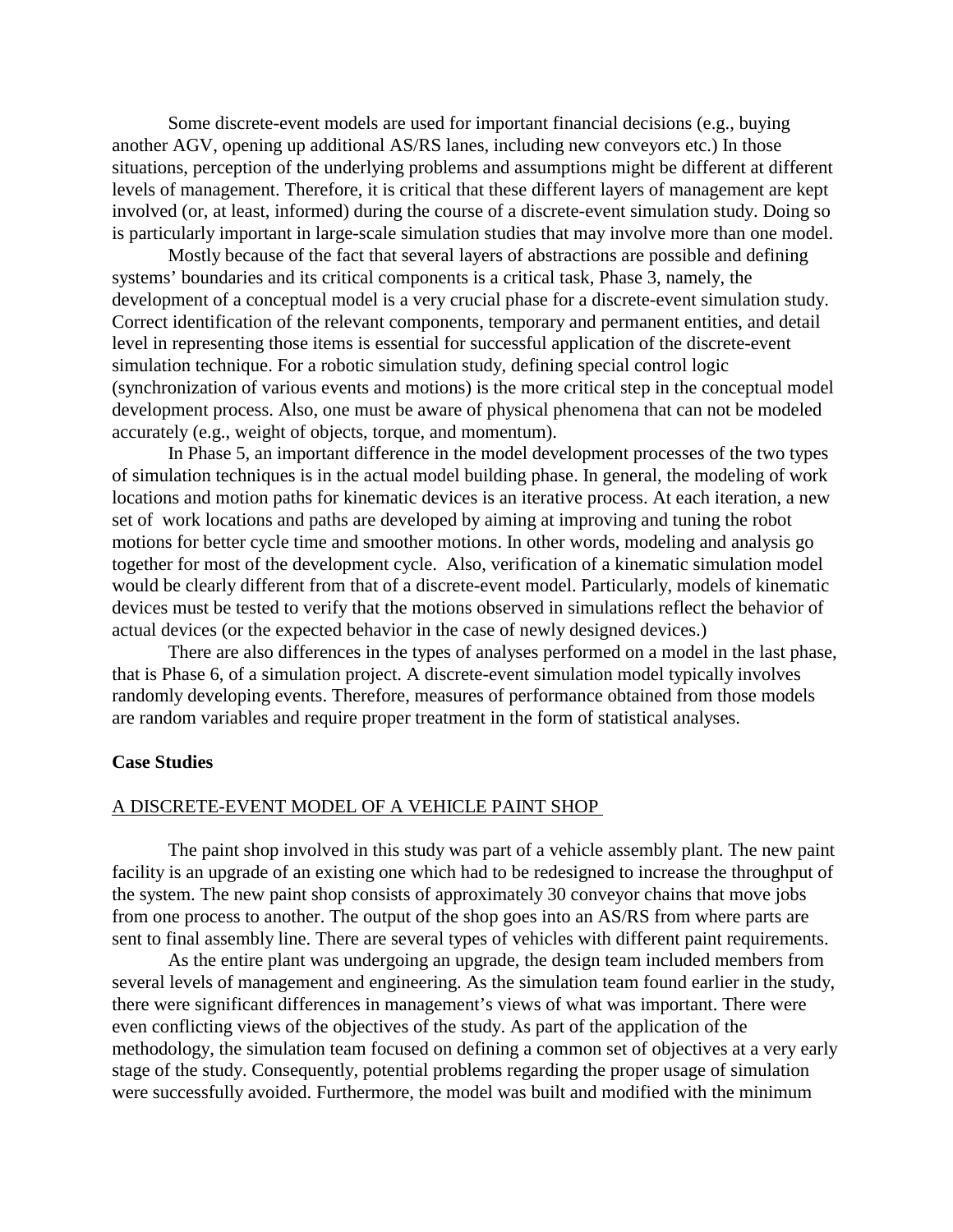Some discrete-event models are used for important financial decisions (e.g., buying another AGV, opening up additional AS/RS lanes, including new conveyors etc.) In those situations, perception of the underlying problems and assumptions might be different at different levels of management. Therefore, it is critical that these different layers of management are kept involved (or, at least, informed) during the course of a discrete-event simulation study. Doing so is particularly important in large-scale simulation studies that may involve more than one model.

Mostly because of the fact that several layers of abstractions are possible and defining systems' boundaries and its critical components is a critical task, Phase 3, namely, the development of a conceptual model is a very crucial phase for a discrete-event simulation study. Correct identification of the relevant components, temporary and permanent entities, and detail level in representing those items is essential for successful application of the discrete-event simulation technique. For a robotic simulation study, defining special control logic (synchronization of various events and motions) is the more critical step in the conceptual model development process. Also, one must be aware of physical phenomena that can not be modeled accurately (e.g., weight of objects, torque, and momentum).

In Phase 5, an important difference in the model development processes of the two types of simulation techniques is in the actual model building phase. In general, the modeling of work locations and motion paths for kinematic devices is an iterative process. At each iteration, a new set of work locations and paths are developed by aiming at improving and tuning the robot motions for better cycle time and smoother motions. In other words, modeling and analysis go together for most of the development cycle. Also, verification of a kinematic simulation model would be clearly different from that of a discrete-event model. Particularly, models of kinematic devices must be tested to verify that the motions observed in simulations reflect the behavior of actual devices (or the expected behavior in the case of newly designed devices.)

There are also differences in the types of analyses performed on a model in the last phase, that is Phase 6, of a simulation project. A discrete-event simulation model typically involves randomly developing events. Therefore, measures of performance obtained from those models are random variables and require proper treatment in the form of statistical analyses.

## Case Studies

### A DISCRETE-EVENT MODEL OF A VEHICLE PAINT SHOP

The paint shop involved in this study was part of a vehicle assembly plant. The new paint facility is an upgrade of an existing one which had to be redesigned to increase the throughput of the system. The new paint shop consists of approximately 30 conveyor chains that move jobs from one process to another. The output of the shop goes into an AS/RS from where parts are sent to final assembly line. There are several types of vehicles with different paint requirements.

As the entire plant was undergoing an upgrade, the design team included members from several levels of management and engineering. As the simulation team found earlier in the study, there were significant differences in management's views of what was important. There were even conflicting views of the objectives of the study. As part of the application of the methodology, the simulation team focused on defining a common set of objectives at a very early stage of the study. Consequently, potential problems regarding the proper usage of simulation were successfully avoided. Furthermore, the model was built and modified with the minimum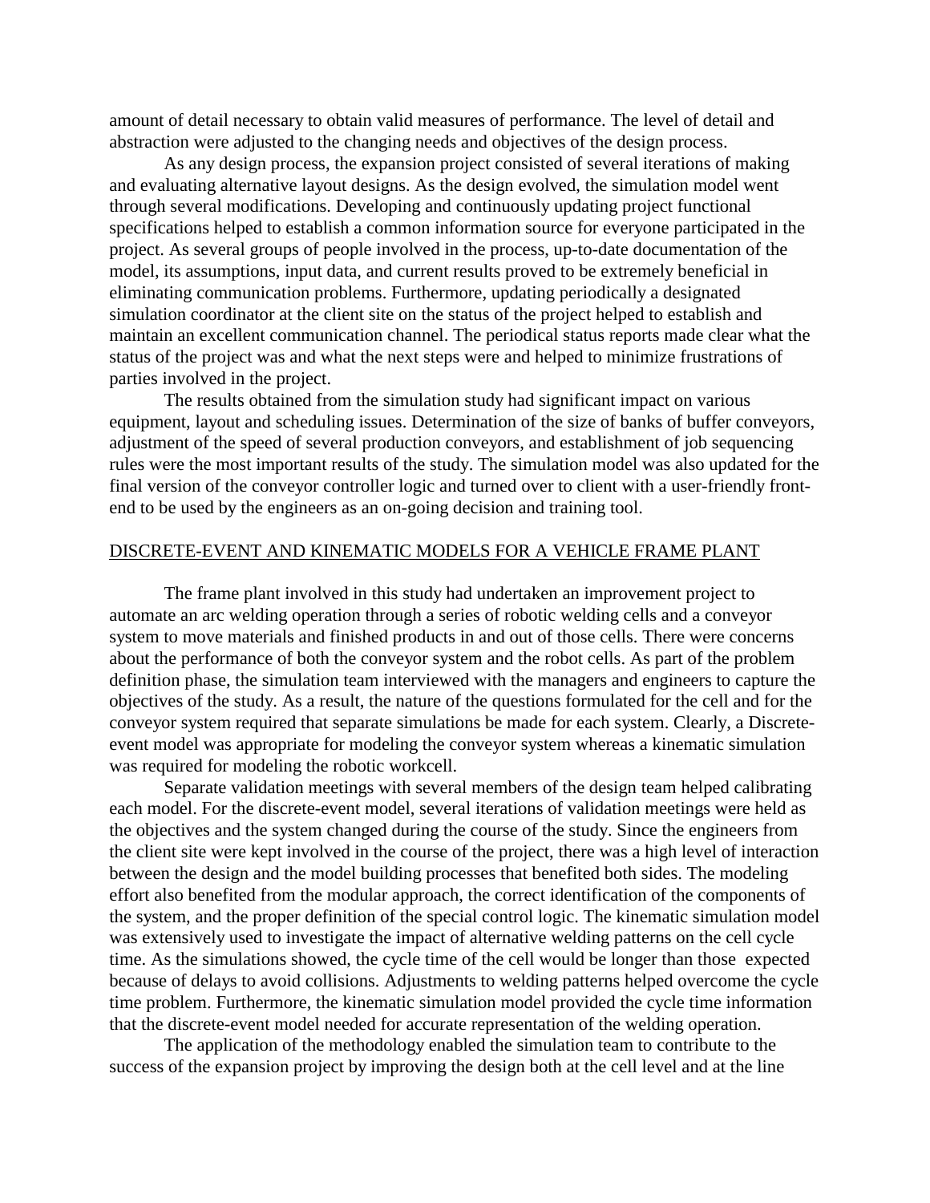amount of detail necessary to obtain valid measures of performance. The level of detail and abstraction were adjusted to the changing needs and objectives of the design process.

As any design process, the expansion project consisted of several iterations of making and evaluating alternative layout designs. As the design evolved, the simulation model went through several modifications. Developing and continuously updating project functional specifications helped to establish a common information source for everyone participated in the project. As several groups of people involved in the process, up-to-date documentation of the model, its assumptions, input data, and current results proved to be extremely beneficial in eliminating communication problems. Furthermore, updating periodically a designated simulation coordinator at the client site on the status of the project helped to establish and maintain an excellent communication channel. The periodical status reports made clear what the status of the project was and what the next steps were and helped to minimize frustrations of parties involved in the project.

The results obtained from the simulation study had significant impact on various equipment, layout and scheduling issues. Determination of the size of banks of buffer conveyors, adjustment of the speed of several production conveyors, and establishment of job sequencing rules were the most important results of the study. The simulation model was also updated for the final version of the conveyor controller logic and turned over to client with a user-friendly front-end to be used by the engineers as an on-going decision and training tool.

## DISCRETE-EVENT AND KINEMATIC MODELS FOR A VEHICLE FRAME PLANT

The frame plant involved in this study had undertaken an improvement project to automate an arc welding operation through a series of robotic welding cells and a conveyor system to move materials and finished products in and out of those cells. There were concerns about the performance of both the conveyor system and the robot cells. As part of the problem definition phase, the simulation team interviewed with the managers and engineers to capture the objectives of the study. As a result, the nature of the questions formulated for the cell and for the conveyor system required that separate simulations be made for each system. Clearly, a Discrete-event model was appropriate for modeling the conveyor system whereas a kinematic simulation was required for modeling the robotic workcell.

Separate validation meetings with several members of the design team helped calibrating each model. For the discrete-event model, several iterations of validation meetings were held as the objectives and the system changed during the course of the study. Since the engineers from the client site were kept involved in the course of the project, there was a high level of interaction between the design and the model building processes that benefited both sides. The modeling effort also benefited from the modular approach, the correct identification of the components of the system, and the proper definition of the special control logic. The kinematic simulation model was extensively used to investigate the impact of alternative welding patterns on the cell cycle time. As the simulations showed, the cycle time of the cell would be longer than those expected because of delays to avoid collisions. Adjustments to welding patterns helped overcome the cycle time problem. Furthermore, the kinematic simulation model provided the cycle time information that the discrete-event model needed for accurate representation of the welding operation.

The application of the methodology enabled the simulation team to contribute to the success of the expansion project by improving the design both at the cell level and at the line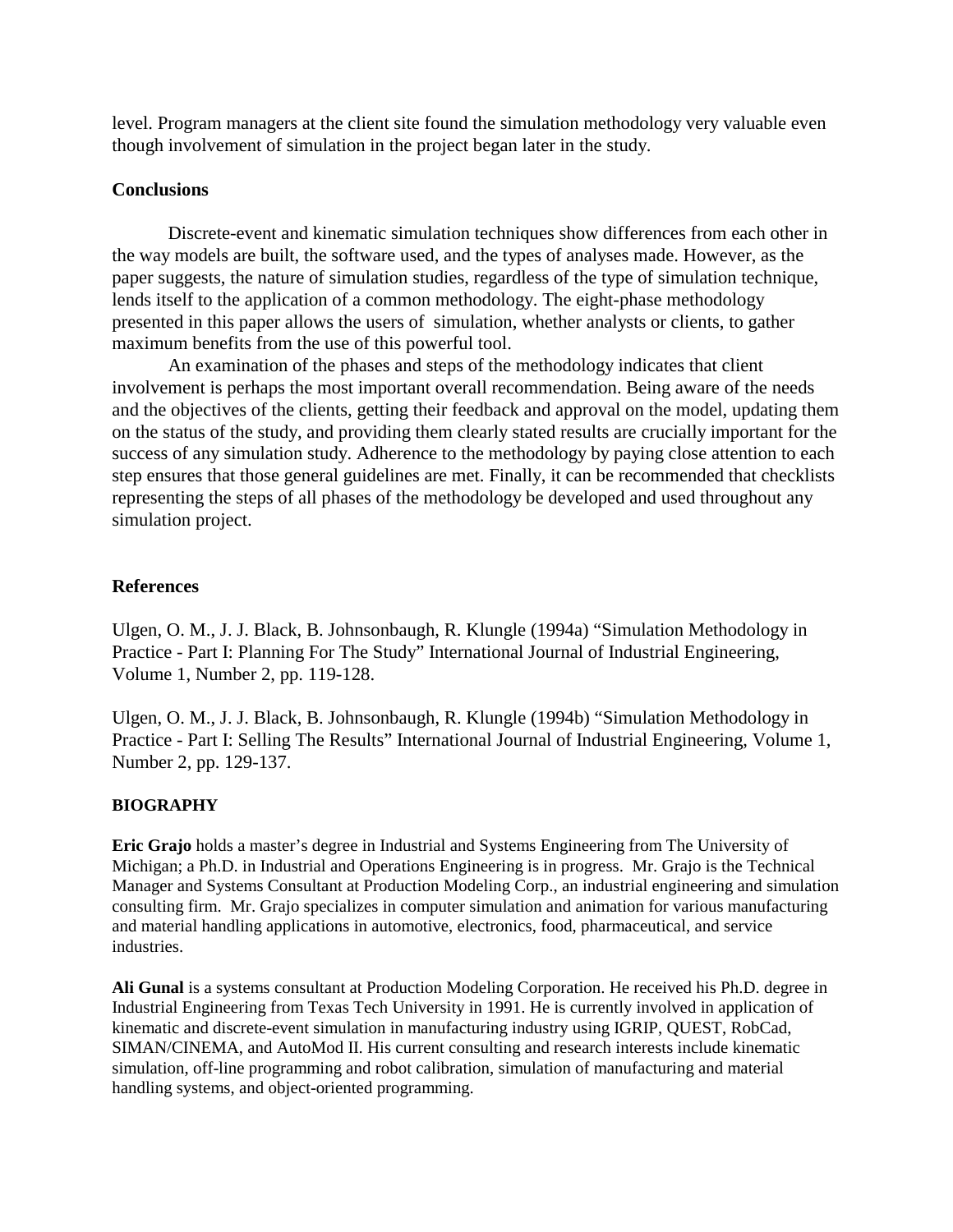level. Program managers at the client site found the simulation methodology very valuable even though involvement of simulation in the project began later in the study.

## Conclusions

Discrete-event and kinematic simulation techniques show differences from each other in the way models are built, the software used, and the types of analyses made. However, as the paper suggests, the nature of simulation studies, regardless of the type of simulation technique, lends itself to the application of a common methodology. The eight-phase methodology presented in this paper allows the users of simulation, whether analysts or clients, to gather maximum benefits from the use of this powerful tool.

An examination of the phases and steps of the methodology indicates that client involvement is perhaps the most important overall recommendation. Being aware of the needs and the objectives of the clients, getting their feedback and approval on the model, updating them on the status of the study, and providing them clearly stated results are crucially important for the success of any simulation study. Adherence to the methodology by paying close attention to each step ensures that those general guidelines are met. Finally, it can be recommended that checklists representing the steps of all phases of the methodology be developed and used throughout any simulation project.

## References

Ulgen, O. M., J. J. Black, B. Johnsonbaugh, R. Klungle (1994a) "Simulation Methodology in Practice - Part I: Planning For The Study" International Journal of Industrial Engineering, Volume 1, Number 2, pp. 119-128.

Ulgen, O. M., J. J. Black, B. Johnsonbaugh, R. Klungle (1994b) "Simulation Methodology in Practice - Part I: Selling The Results" International Journal of Industrial Engineering, Volume 1, Number 2, pp. 129-137.

## BIOGRAPHY

**Eric Grajo** holds a master's degree in Industrial and Systems Engineering from The University of Michigan; a Ph.D. in Industrial and Operations Engineering is in progress. Mr. Grajo is the Technical Manager and Systems Consultant at Production Modeling Corp., an industrial engineering and simulation consulting firm. Mr. Grajo specializes in computer simulation and animation for various manufacturing and material handling applications in automotive, electronics, food, pharmaceutical, and service industries.

**Ali Gunal** is a systems consultant at Production Modeling Corporation. He received his Ph.D. degree in Industrial Engineering from Texas Tech University in 1991. He is currently involved in application of kinematic and discrete-event simulation in manufacturing industry using IGRIP, QUEST, RobCad, SIMAN/CINEMA, and AutoMod II. His current consulting and research interests include kinematic simulation, off-line programming and robot calibration, simulation of manufacturing and material handling systems, and object-oriented programming.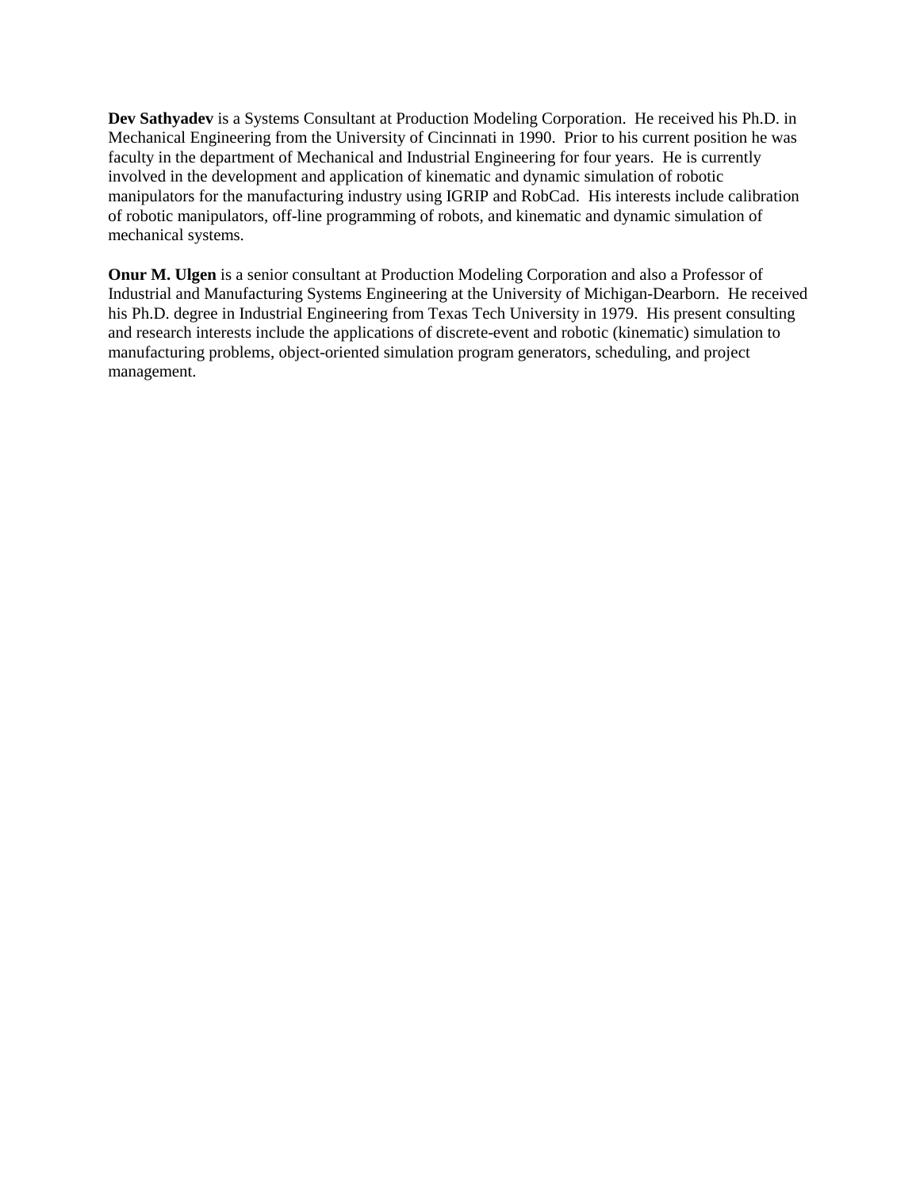**Dev Sathyadev** is a Systems Consultant at Production Modeling Corporation. He received his Ph.D. in Mechanical Engineering from the University of Cincinnati in 1990. Prior to his current position he was faculty in the department of Mechanical and Industrial Engineering for four years. He is currently involved in the development and application of kinematic and dynamic simulation of robotic manipulators for the manufacturing industry using IGRIP and RobCad. His interests include calibration of robotic manipulators, off-line programming of robots, and kinematic and dynamic simulation of mechanical systems.

**Onur M. Ulgen** is a senior consultant at Production Modeling Corporation and also a Professor of Industrial and Manufacturing Systems Engineering at the University of Michigan-Dearborn. He received his Ph.D. degree in Industrial Engineering from Texas Tech University in 1979. His present consulting and research interests include the applications of discrete-event and robotic (kinematic) simulation to manufacturing problems, object-oriented simulation program generators, scheduling, and project management.